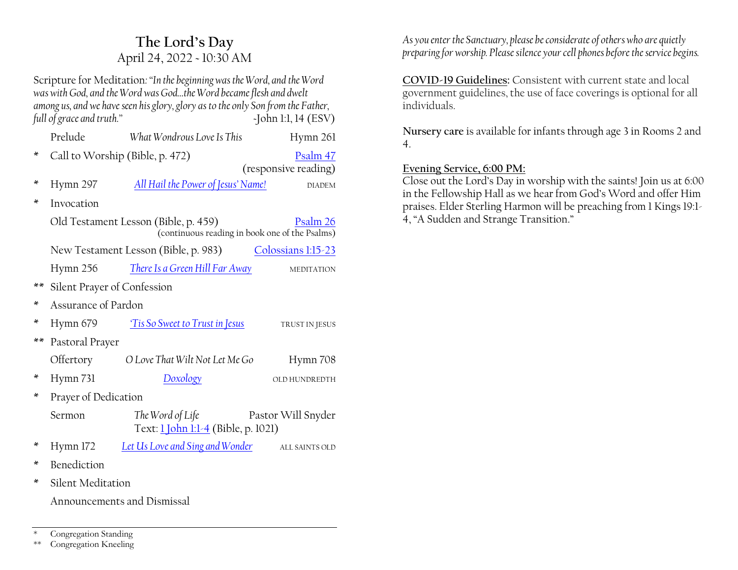# The Lord's Day

April 24, 2022 ~ 10:30 AM

Scripture for Meditation: "*In the beginning was the Word, and the Word was with God, and the Word was God…the Word became flesh and dwelt among us, and we have seen his glory, glory as to the only Son from the Father, full of grace and truth.*" ~John 1:1, 14 (ESV)

| | | | |
|---|---|---|---|
| | Prelude | *What Wondrous Love Is This* | Hymn 261 |
| * | Call to Worship (Bible, p. 472) | | Psalm 47 (responsive reading) |
| * | Hymn 297 | *All Hail the Power of Jesus' Name!* | DIADEM |
| * | Invocation | | |
| | Old Testament Lesson (Bible, p. 459) | | Psalm 26 (continuous reading in book one of the Psalms) |
| | New Testament Lesson (Bible, p. 983) | | Colossians 1:15-23 |
| | Hymn 256 | *There Is a Green Hill Far Away* | MEDITATION |
| ** | Silent Prayer of Confession | | |
| * | Assurance of Pardon | | |
| * | Hymn 679 | *'Tis So Sweet to Trust in Jesus* | TRUST IN JESUS |
| ** | Pastoral Prayer | | |
| | Offertory | *O Love That Wilt Not Let Me Go* | Hymn 708 |
| * | Hymn 731 | *Doxology* | OLD HUNDREDTH |
| * | Prayer of Dedication | | |
| | Sermon | *The Word of Life* Text: 1 John 1:1-4 (Bible, p. 1021) | Pastor Will Snyder |
| * | Hymn 172 | *Let Us Love and Sing and Wonder* | ALL SAINTS OLD |
| * | Benediction | | |
| * | Silent Meditation | | |
| | Announcements and Dismissal | | |

\* Congregation Standing
\*\* Congregation Kneeling

*As you enter the Sanctuary, please be considerate of others who are quietly preparing for worship. Please silence your cell phones before the service begins.*

**COVID-19 Guidelines:** Consistent with current state and local government guidelines, the use of face coverings is optional for all individuals.

**Nursery care** is available for infants through age 3 in Rooms 2 and 4.

**Evening Service, 6:00 PM:**
Close out the Lord's Day in worship with the saints! Join us at 6:00 in the Fellowship Hall as we hear from God's Word and offer Him praises. Elder Sterling Harmon will be preaching from 1 Kings 19:1-4, "A Sudden and Strange Transition."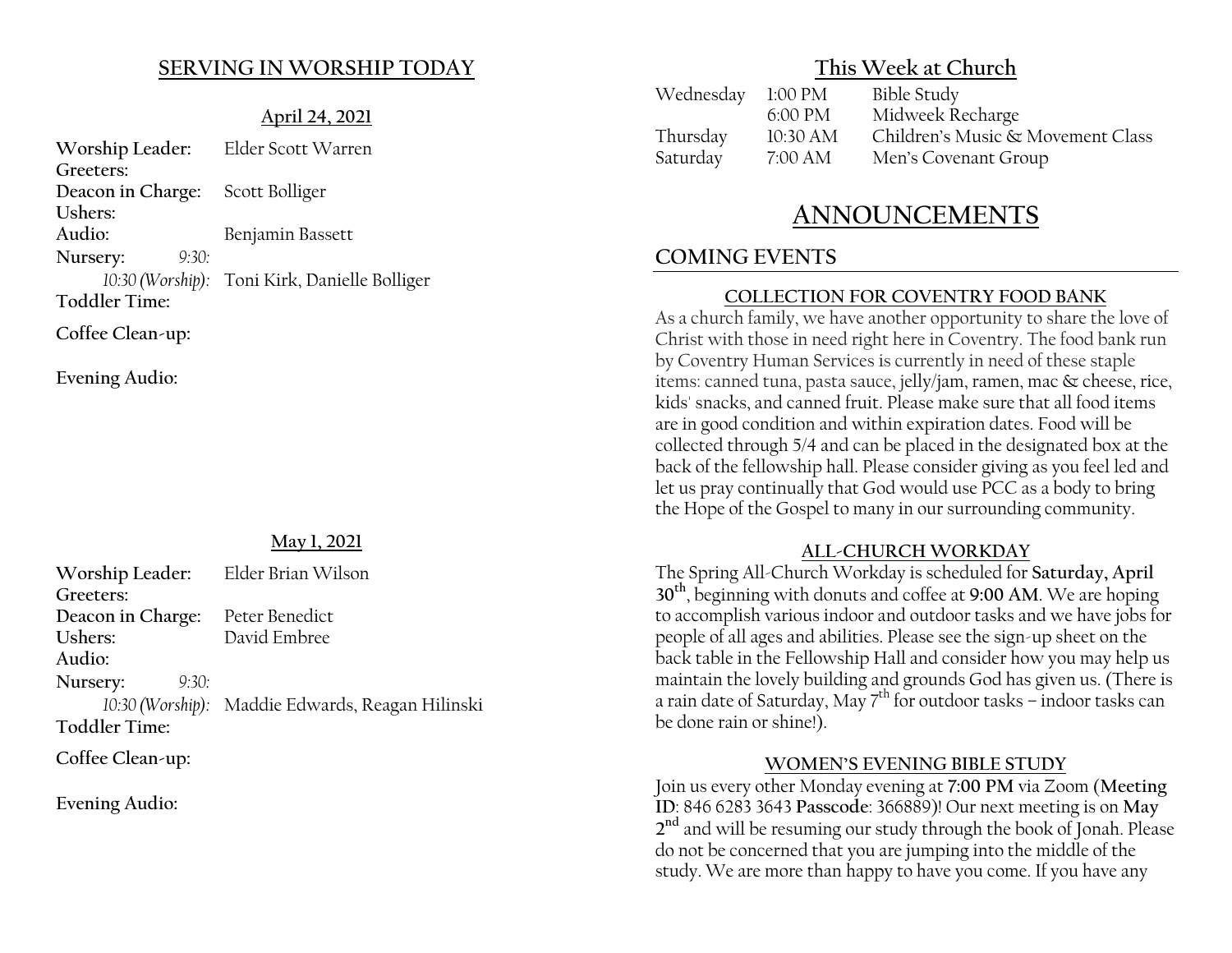## SERVING IN WORSHIP TODAY

**April 24, 2021**

| | |
|---|---|
| **Worship Leader:** | Elder Scott Warren |
| **Greeters:** | |
| **Deacon in Charge:** | Scott Bolliger |
| **Ushers:** | |
| **Audio:** | Benjamin Bassett |
| **Nursery:** *9:30:* | |
| *10:30 (Worship):* | Toni Kirk, Danielle Bolliger |
| **Toddler Time:** | |
| **Coffee Clean-up:** | |
| **Evening Audio:** | |

**May 1, 2021**

| | |
|---|---|
| **Worship Leader:** | Elder Brian Wilson |
| **Greeters:** | |
| **Deacon in Charge:** | Peter Benedict |
| **Ushers:** | David Embree |
| **Audio:** | |
| **Nursery:** *9:30:* | |
| *10:30 (Worship):* | Maddie Edwards, Reagan Hilinski |
| **Toddler Time:** | |
| **Coffee Clean-up:** | |
| **Evening Audio:** | |

## This Week at Church

| | | |
|---|---|---|
| Wednesday | 1:00 PM | Bible Study |
| | 6:00 PM | Midweek Recharge |
| Thursday | 10:30 AM | Children's Music & Movement Class |
| Saturday | 7:00 AM | Men's Covenant Group |

# ANNOUNCEMENTS

## COMING EVENTS

### COLLECTION FOR COVENTRY FOOD BANK

As a church family, we have another opportunity to share the love of Christ with those in need right here in Coventry. The food bank run by Coventry Human Services is currently in need of these staple items: canned tuna, pasta sauce, jelly/jam, ramen, mac & cheese, rice, kids' snacks, and canned fruit. Please make sure that all food items are in good condition and within expiration dates. Food will be collected through 5/4 and can be placed in the designated box at the back of the fellowship hall. Please consider giving as you feel led and let us pray continually that God would use PCC as a body to bring the Hope of the Gospel to many in our surrounding community.

### ALL-CHURCH WORKDAY

The Spring All-Church Workday is scheduled for **Saturday, April 30th**, beginning with donuts and coffee at **9:00 AM**. We are hoping to accomplish various indoor and outdoor tasks and we have jobs for people of all ages and abilities. Please see the sign-up sheet on the back table in the Fellowship Hall and consider how you may help us maintain the lovely building and grounds God has given us. (There is a rain date of Saturday, May 7th for outdoor tasks – indoor tasks can be done rain or shine!).

### WOMEN'S EVENING BIBLE STUDY

Join us every other Monday evening at **7:00 PM** via Zoom (**Meeting ID**: 846 6283 3643 **Passcode**: 366889)! Our next meeting is on **May 2nd** and will be resuming our study through the book of Jonah. Please do not be concerned that you are jumping into the middle of the study. We are more than happy to have you come. If you have any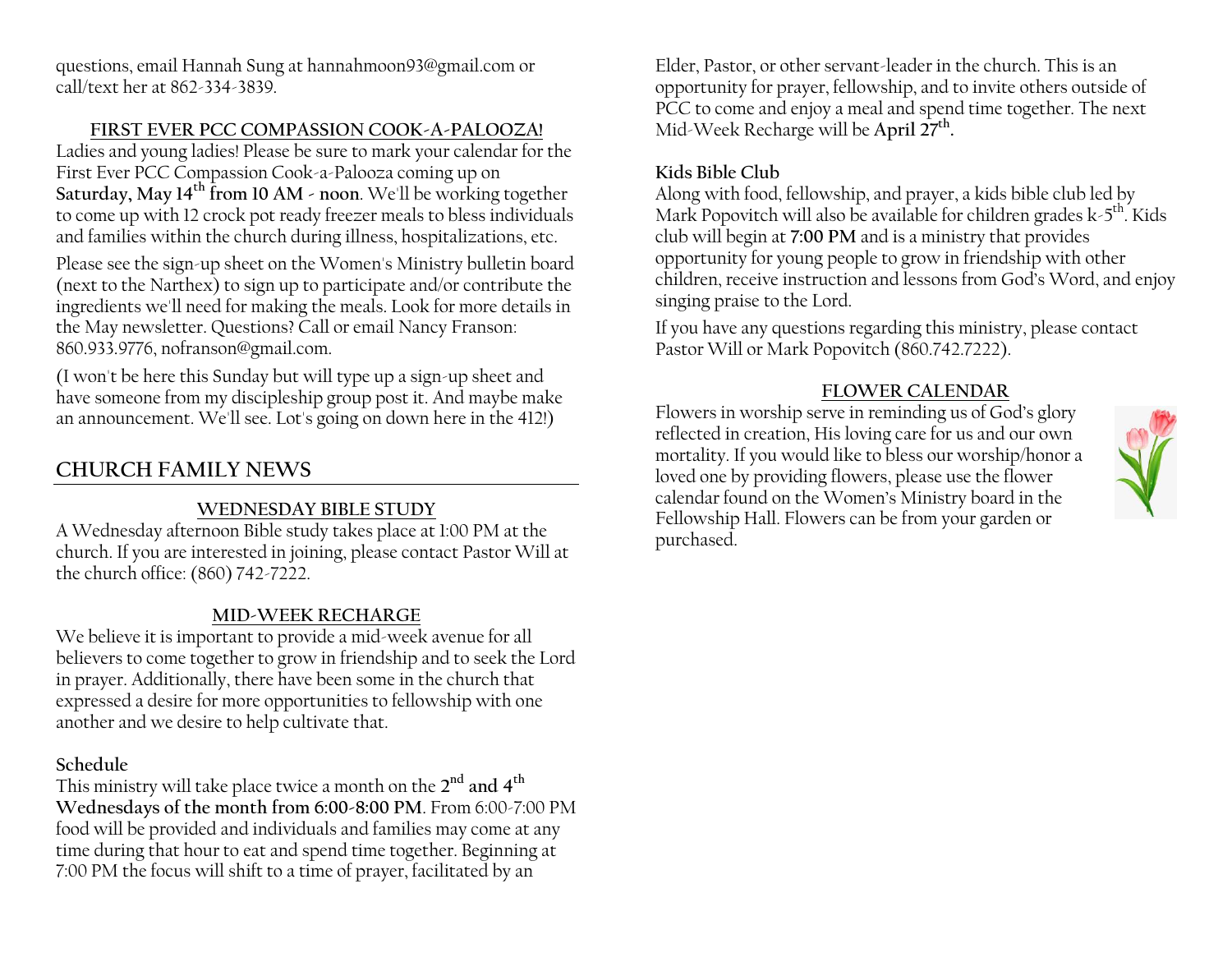questions, email Hannah Sung at hannahmoon93@gmail.com or call/text her at 862-334-3839.

### FIRST EVER PCC COMPASSION COOK-A-PALOOZA!

Ladies and young ladies! Please be sure to mark your calendar for the First Ever PCC Compassion Cook-a-Palooza coming up on **Saturday, May 14th from 10 AM - noon**. We'll be working together to come up with 12 crock pot ready freezer meals to bless individuals and families within the church during illness, hospitalizations, etc.

Please see the sign-up sheet on the Women's Ministry bulletin board (next to the Narthex) to sign up to participate and/or contribute the ingredients we'll need for making the meals. Look for more details in the May newsletter. Questions? Call or email Nancy Franson: 860.933.9776, nofranson@gmail.com.

(I won't be here this Sunday but will type up a sign-up sheet and have someone from my discipleship group post it. And maybe make an announcement. We'll see. Lot's going on down here in the 412!)

## CHURCH FAMILY NEWS

### WEDNESDAY BIBLE STUDY

A Wednesday afternoon Bible study takes place at 1:00 PM at the church. If you are interested in joining, please contact Pastor Will at the church office: (860) 742-7222.

### MID-WEEK RECHARGE

We believe it is important to provide a mid-week avenue for all believers to come together to grow in friendship and to seek the Lord in prayer. Additionally, there have been some in the church that expressed a desire for more opportunities to fellowship with one another and we desire to help cultivate that.

**Schedule**

This ministry will take place twice a month on the **2nd and 4th Wednesdays of the month from 6:00-8:00 PM**. From 6:00-7:00 PM food will be provided and individuals and families may come at any time during that hour to eat and spend time together. Beginning at 7:00 PM the focus will shift to a time of prayer, facilitated by an Elder, Pastor, or other servant-leader in the church. This is an opportunity for prayer, fellowship, and to invite others outside of PCC to come and enjoy a meal and spend time together. The next Mid-Week Recharge will be **April 27th.**

**Kids Bible Club**

Along with food, fellowship, and prayer, a kids bible club led by Mark Popovitch will also be available for children grades k-5th. Kids club will begin at **7:00 PM** and is a ministry that provides opportunity for young people to grow in friendship with other children, receive instruction and lessons from God's Word, and enjoy singing praise to the Lord.

If you have any questions regarding this ministry, please contact Pastor Will or Mark Popovitch (860.742.7222).

### FLOWER CALENDAR

Flowers in worship serve in reminding us of God's glory reflected in creation, His loving care for us and our own mortality. If you would like to bless our worship/honor a loved one by providing flowers, please use the flower calendar found on the Women's Ministry board in the Fellowship Hall. Flowers can be from your garden or purchased.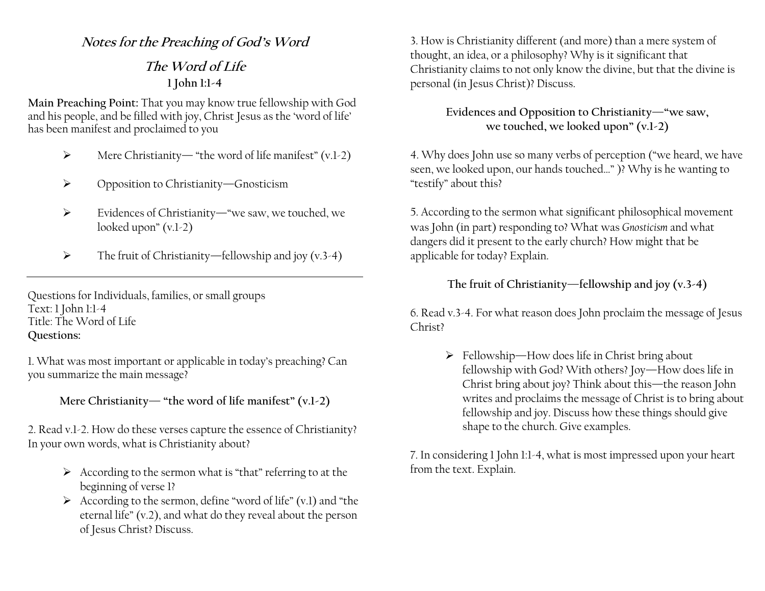## *Notes for the Preaching of God's Word*

## *The Word of Life*

**1 John 1:1-4**

**Main Preaching Point:** That you may know true fellowship with God and his people, and be filled with joy, Christ Jesus as the 'word of life' has been manifest and proclaimed to you

- Mere Christianity— "the word of life manifest" (v.1-2)
- Opposition to Christianity—Gnosticism
- Evidences of Christianity—"we saw, we touched, we looked upon" (v.1-2)
- The fruit of Christianity—fellowship and joy (v.3-4)

---

Questions for Individuals, families, or small groups
Text: 1 John 1:1-4
Title: The Word of Life
**Questions:**

1. What was most important or applicable in today's preaching? Can you summarize the main message?

**Mere Christianity— "the word of life manifest" (v.1-2)**

2. Read v.1-2. How do these verses capture the essence of Christianity? In your own words, what is Christianity about?

- According to the sermon what is "that" referring to at the beginning of verse 1?
- According to the sermon, define "word of life" (v.1) and "the eternal life" (v.2), and what do they reveal about the person of Jesus Christ? Discuss.

3. How is Christianity different (and more) than a mere system of thought, an idea, or a philosophy? Why is it significant that Christianity claims to not only know the divine, but that the divine is personal (in Jesus Christ)? Discuss.

**Evidences and Opposition to Christianity—"we saw, we touched, we looked upon" (v.1-2)**

4. Why does John use so many verbs of perception ("we heard, we have seen, we looked upon, our hands touched…" )? Why is he wanting to "testify" about this?

5. According to the sermon what significant philosophical movement was John (in part) responding to? What was *Gnosticism* and what dangers did it present to the early church? How might that be applicable for today? Explain.

**The fruit of Christianity—fellowship and joy (v.3-4)**

6. Read v.3-4. For what reason does John proclaim the message of Jesus Christ?

- Fellowship—How does life in Christ bring about fellowship with God? With others? Joy—How does life in Christ bring about joy? Think about this—the reason John writes and proclaims the message of Christ is to bring about fellowship and joy. Discuss how these things should give shape to the church. Give examples.

7. In considering 1 John 1:1-4, what is most impressed upon your heart from the text. Explain.